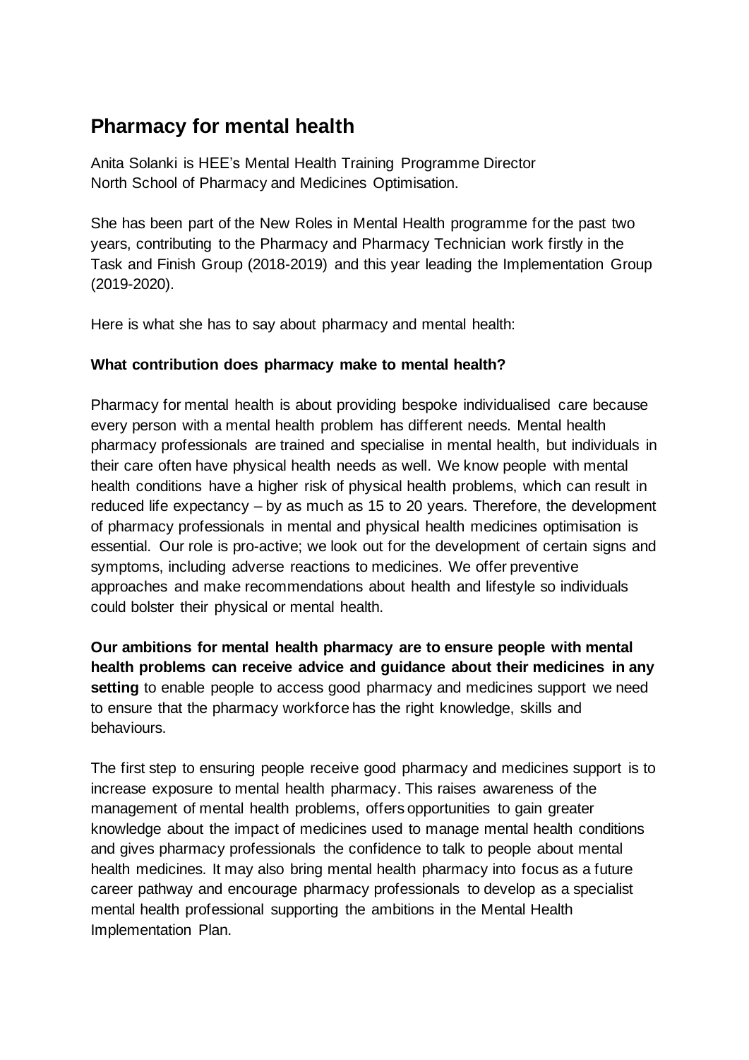# Pharmacy for mental health

Anita Solanki is HEE's Mental Health Training Programme Director
North School of Pharmacy and Medicines Optimisation.

She has been part of the New Roles in Mental Health programme for the past two years, contributing to the Pharmacy and Pharmacy Technician work firstly in the Task and Finish Group (2018-2019) and this year leading the Implementation Group (2019-2020).

Here is what she has to say about pharmacy and mental health:

### What contribution does pharmacy make to mental health?

Pharmacy for mental health is about providing bespoke individualised care because every person with a mental health problem has different needs. Mental health pharmacy professionals are trained and specialise in mental health, but individuals in their care often have physical health needs as well. We know people with mental health conditions have a higher risk of physical health problems, which can result in reduced life expectancy – by as much as 15 to 20 years. Therefore, the development of pharmacy professionals in mental and physical health medicines optimisation is essential. Our role is pro-active; we look out for the development of certain signs and symptoms, including adverse reactions to medicines. We offer preventive approaches and make recommendations about health and lifestyle so individuals could bolster their physical or mental health.

**Our ambitions for mental health pharmacy are to ensure people with mental health problems can receive advice and guidance about their medicines in any setting** to enable people to access good pharmacy and medicines support we need to ensure that the pharmacy workforce has the right knowledge, skills and behaviours.

The first step to ensuring people receive good pharmacy and medicines support is to increase exposure to mental health pharmacy. This raises awareness of the management of mental health problems, offers opportunities to gain greater knowledge about the impact of medicines used to manage mental health conditions and gives pharmacy professionals the confidence to talk to people about mental health medicines. It may also bring mental health pharmacy into focus as a future career pathway and encourage pharmacy professionals to develop as a specialist mental health professional supporting the ambitions in the Mental Health Implementation Plan.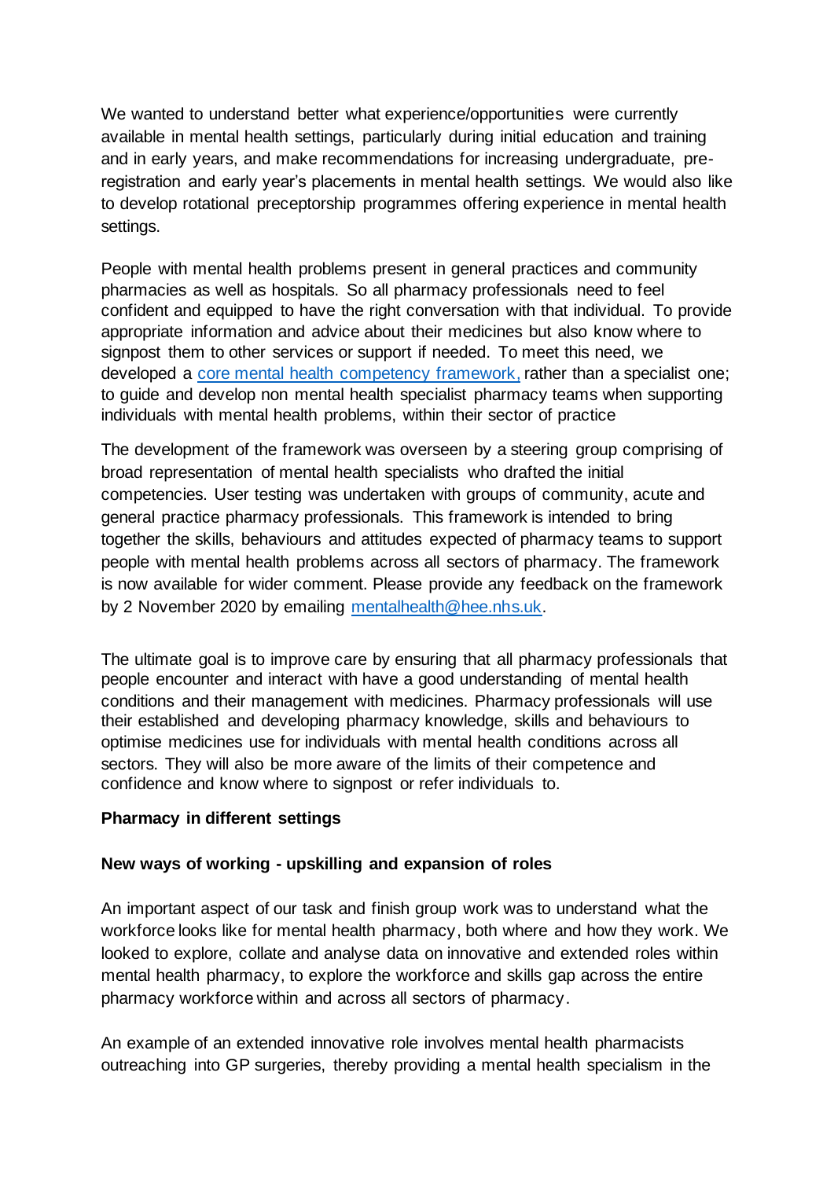We wanted to understand better what experience/opportunities were currently available in mental health settings, particularly during initial education and training and in early years, and make recommendations for increasing undergraduate, pre-registration and early year's placements in mental health settings. We would also like to develop rotational preceptorship programmes offering experience in mental health settings.

People with mental health problems present in general practices and community pharmacies as well as hospitals. So all pharmacy professionals need to feel confident and equipped to have the right conversation with that individual. To provide appropriate information and advice about their medicines but also know where to signpost them to other services or support if needed. To meet this need, we developed a core mental health competency framework, rather than a specialist one; to guide and develop non mental health specialist pharmacy teams when supporting individuals with mental health problems, within their sector of practice

The development of the framework was overseen by a steering group comprising of broad representation of mental health specialists who drafted the initial competencies. User testing was undertaken with groups of community, acute and general practice pharmacy professionals. This framework is intended to bring together the skills, behaviours and attitudes expected of pharmacy teams to support people with mental health problems across all sectors of pharmacy. The framework is now available for wider comment. Please provide any feedback on the framework by 2 November 2020 by emailing mentalhealth@hee.nhs.uk.

The ultimate goal is to improve care by ensuring that all pharmacy professionals that people encounter and interact with have a good understanding of mental health conditions and their management with medicines. Pharmacy professionals will use their established and developing pharmacy knowledge, skills and behaviours to optimise medicines use for individuals with mental health conditions across all sectors. They will also be more aware of the limits of their competence and confidence and know where to signpost or refer individuals to.

**Pharmacy in different settings**

**New ways of working - upskilling and expansion of roles**

An important aspect of our task and finish group work was to understand what the workforce looks like for mental health pharmacy, both where and how they work. We looked to explore, collate and analyse data on innovative and extended roles within mental health pharmacy, to explore the workforce and skills gap across the entire pharmacy workforce within and across all sectors of pharmacy.

An example of an extended innovative role involves mental health pharmacists outreaching into GP surgeries, thereby providing a mental health specialism in the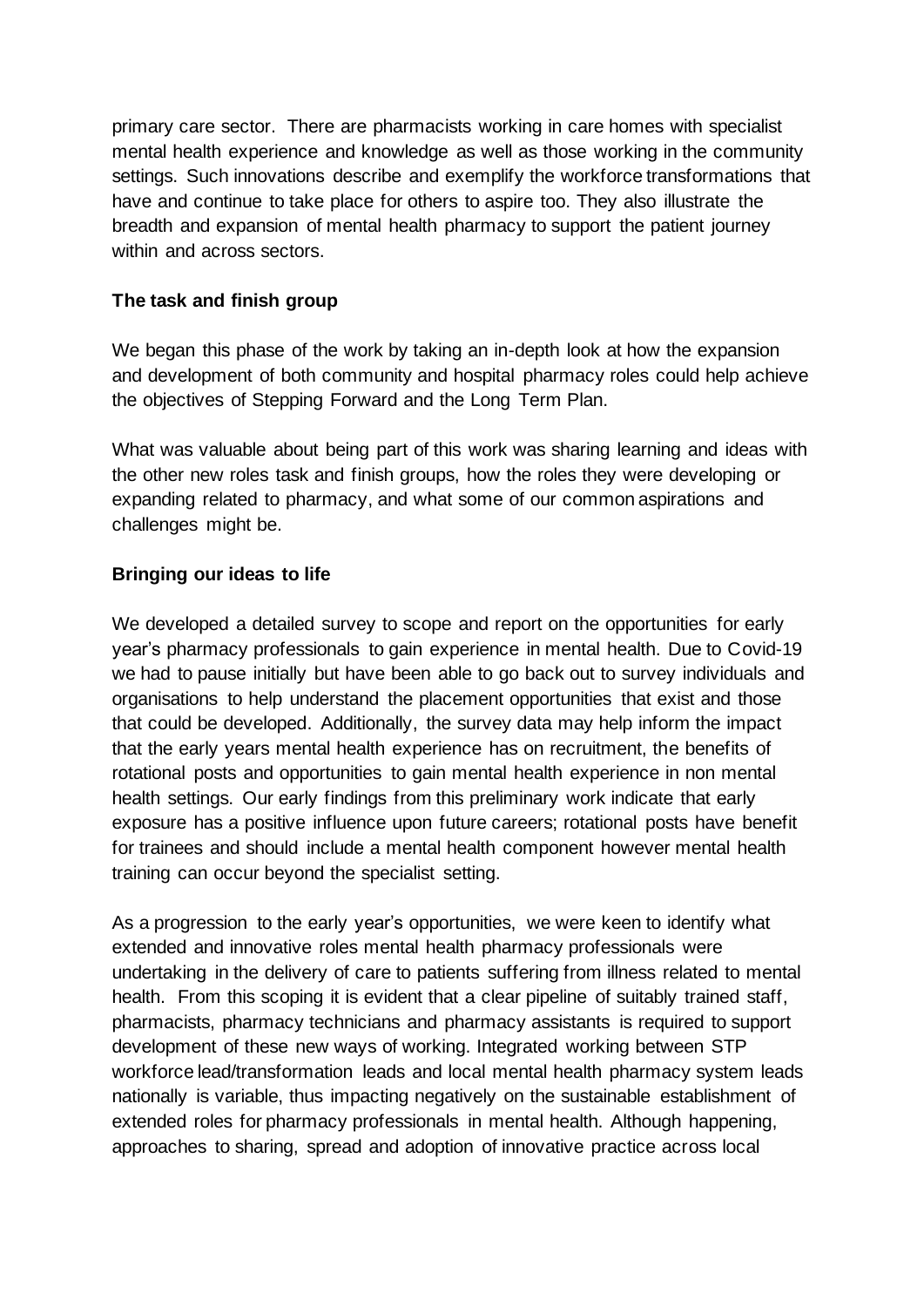primary care sector. There are pharmacists working in care homes with specialist mental health experience and knowledge as well as those working in the community settings. Such innovations describe and exemplify the workforce transformations that have and continue to take place for others to aspire too. They also illustrate the breadth and expansion of mental health pharmacy to support the patient journey within and across sectors.

**The task and finish group**

We began this phase of the work by taking an in-depth look at how the expansion and development of both community and hospital pharmacy roles could help achieve the objectives of Stepping Forward and the Long Term Plan.

What was valuable about being part of this work was sharing learning and ideas with the other new roles task and finish groups, how the roles they were developing or expanding related to pharmacy, and what some of our common aspirations and challenges might be.

**Bringing our ideas to life**

We developed a detailed survey to scope and report on the opportunities for early year's pharmacy professionals to gain experience in mental health. Due to Covid-19 we had to pause initially but have been able to go back out to survey individuals and organisations to help understand the placement opportunities that exist and those that could be developed. Additionally, the survey data may help inform the impact that the early years mental health experience has on recruitment, the benefits of rotational posts and opportunities to gain mental health experience in non mental health settings. Our early findings from this preliminary work indicate that early exposure has a positive influence upon future careers; rotational posts have benefit for trainees and should include a mental health component however mental health training can occur beyond the specialist setting.

As a progression to the early year's opportunities, we were keen to identify what extended and innovative roles mental health pharmacy professionals were undertaking in the delivery of care to patients suffering from illness related to mental health. From this scoping it is evident that a clear pipeline of suitably trained staff, pharmacists, pharmacy technicians and pharmacy assistants is required to support development of these new ways of working. Integrated working between STP workforce lead/transformation leads and local mental health pharmacy system leads nationally is variable, thus impacting negatively on the sustainable establishment of extended roles for pharmacy professionals in mental health. Although happening, approaches to sharing, spread and adoption of innovative practice across local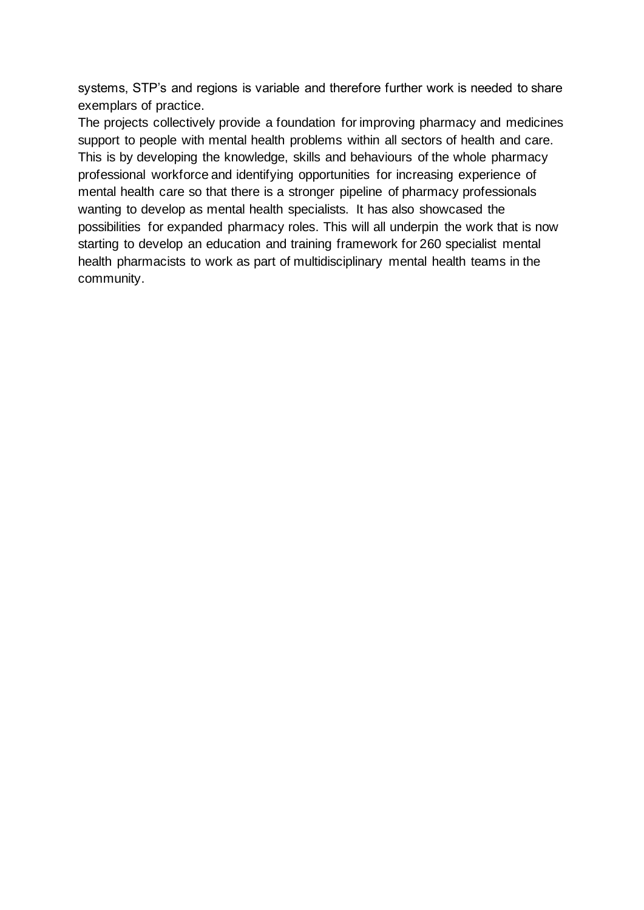systems, STP's and regions is variable and therefore further work is needed to share exemplars of practice.

The projects collectively provide a foundation for improving pharmacy and medicines support to people with mental health problems within all sectors of health and care. This is by developing the knowledge, skills and behaviours of the whole pharmacy professional workforce and identifying opportunities for increasing experience of mental health care so that there is a stronger pipeline of pharmacy professionals wanting to develop as mental health specialists. It has also showcased the possibilities for expanded pharmacy roles. This will all underpin the work that is now starting to develop an education and training framework for 260 specialist mental health pharmacists to work as part of multidisciplinary mental health teams in the community.